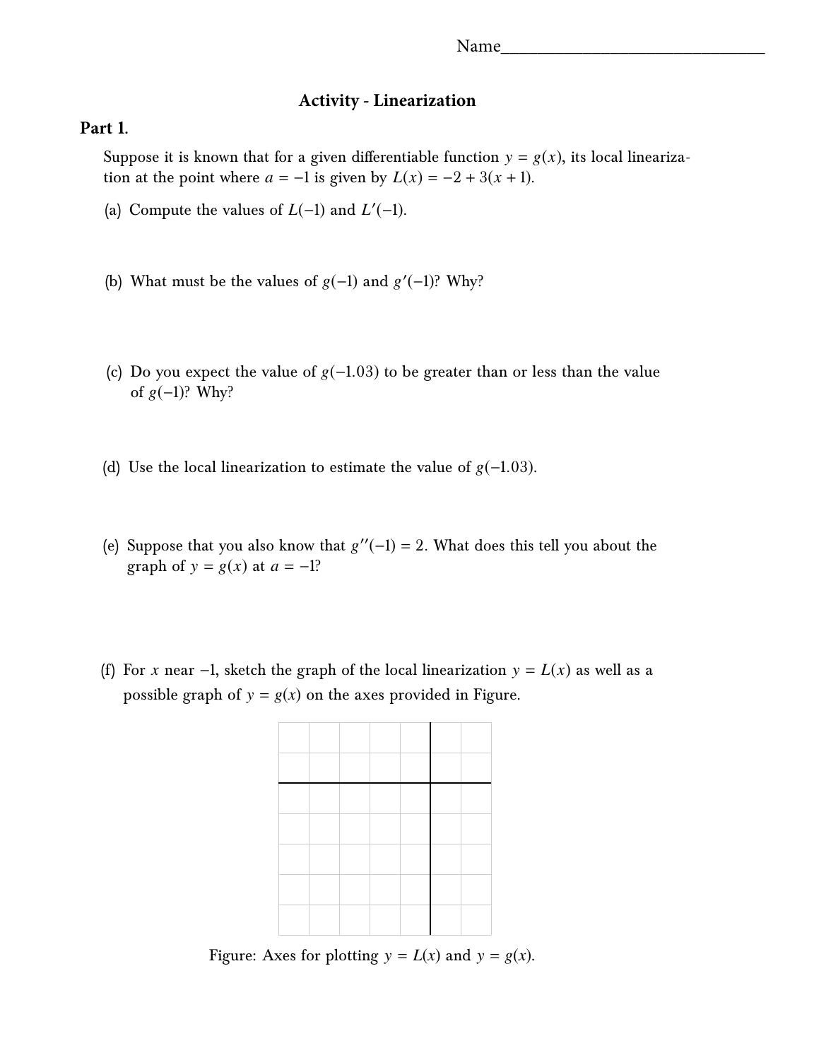Name________________________________

## Activity - Linearization

**Part 1.**

Suppose it is known that for a given differentiable function $y = g(x)$, its local linearization at the point where $a = -1$ is given by $L(x) = -2 + 3(x + 1)$.

(a) Compute the values of $L(-1)$ and $L'(-1)$.

(b) What must be the values of $g(-1)$ and $g'(-1)$? Why?

(c) Do you expect the value of $g(-1.03)$ to be greater than or less than the value of $g(-1)$? Why?

(d) Use the local linearization to estimate the value of $g(-1.03)$.

(e) Suppose that you also know that $g''(-1) = 2$. What does this tell you about the graph of $y = g(x)$ at $a = -1$?

(f) For $x$ near $-1$, sketch the graph of the local linearization $y = L(x)$ as well as a possible graph of $y = g(x)$ on the axes provided in Figure.

Figure: Axes for plotting $y = L(x)$ and $y = g(x)$.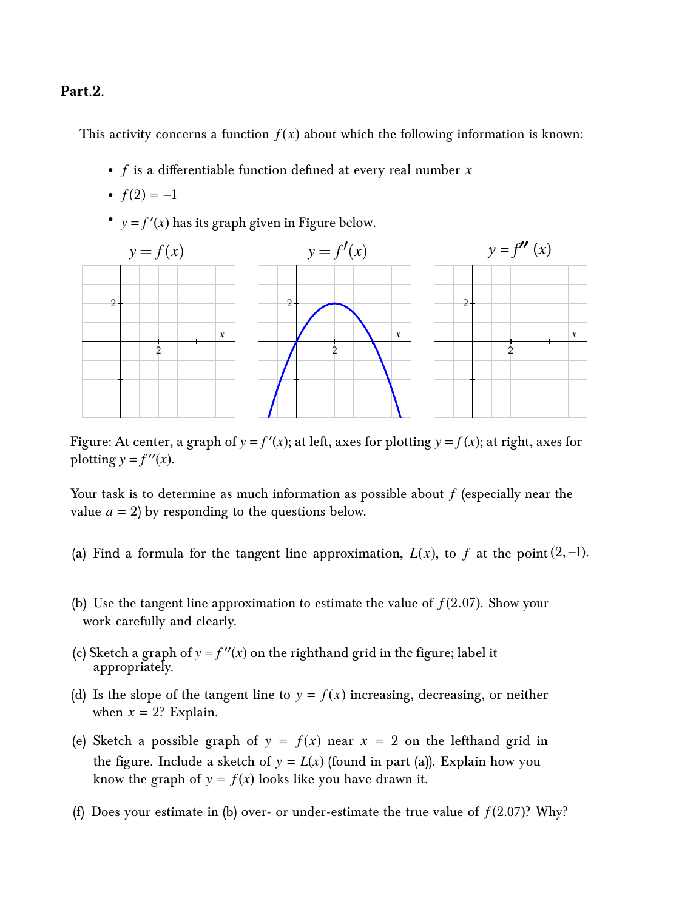**Part.2.**

This activity concerns a function $f(x)$ about which the following information is known:

- $f$ is a differentiable function defined at every real number $x$
- $f(2) = -1$
- $y = f'(x)$ has its graph given in Figure below.

$y = f(x)$

2

2

$x$

$y = f'(x)$

2

2

$x$

$y = f''(x)$

2

2

$x$

Figure: At center, a graph of $y = f'(x)$; at left, axes for plotting $y = f(x)$; at right, axes for plotting $y = f''(x)$.

Your task is to determine as much information as possible about $f$ (especially near the value $a = 2$) by responding to the questions below.

(a) Find a formula for the tangent line approximation, $L(x)$, to $f$ at the point $(2, -1)$.

(b) Use the tangent line approximation to estimate the value of $f(2.07)$. Show your work carefully and clearly.

(c) Sketch a graph of $y = f''(x)$ on the righthand grid in the figure; label it appropriately.

(d) Is the slope of the tangent line to $y = f(x)$ increasing, decreasing, or neither when $x = 2$? Explain.

(e) Sketch a possible graph of $y = f(x)$ near $x = 2$ on the lefthand grid in the figure. Include a sketch of $y = L(x)$ (found in part (a)). Explain how you know the graph of $y = f(x)$ looks like you have drawn it.

(f) Does your estimate in (b) over- or under-estimate the true value of $f(2.07)$? Why?